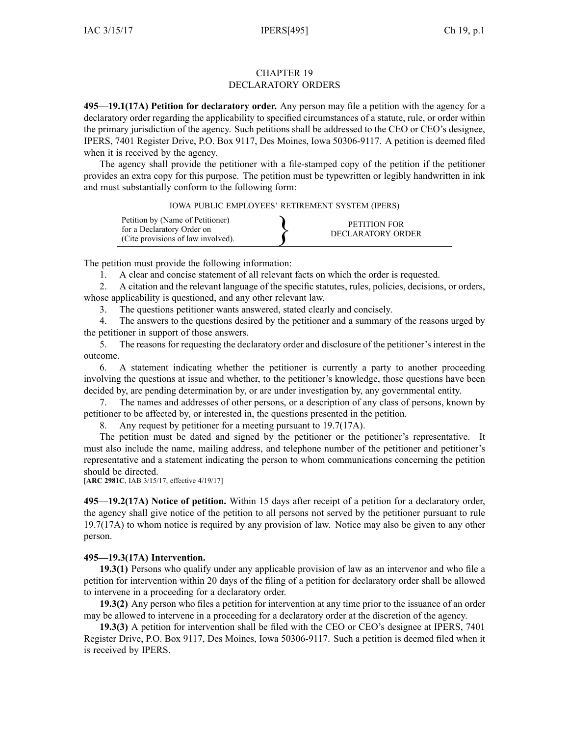# CHAPTER 19
# DECLARATORY ORDERS

**495—19.1(17A) Petition for declaratory order.** Any person may file a petition with the agency for a declaratory order regarding the applicability to specified circumstances of a statute, rule, or order within the primary jurisdiction of the agency. Such petitions shall be addressed to the CEO or CEO's designee, IPERS, 7401 Register Drive, P.O. Box 9117, Des Moines, Iowa 50306-9117. A petition is deemed filed when it is received by the agency.

The agency shall provide the petitioner with a file-stamped copy of the petition if the petitioner provides an extra copy for this purpose. The petition must be typewritten or legibly handwritten in ink and must substantially conform to the following form:

IOWA PUBLIC EMPLOYEES' RETIREMENT SYSTEM (IPERS)

| Petition by (Name of Petitioner) for a Declaratory Order on (Cite provisions of law involved). | } | PETITION FOR DECLARATORY ORDER |
|---|---|---|

The petition must provide the following information:

1. A clear and concise statement of all relevant facts on which the order is requested.
2. A citation and the relevant language of the specific statutes, rules, policies, decisions, or orders, whose applicability is questioned, and any other relevant law.
3. The questions petitioner wants answered, stated clearly and concisely.
4. The answers to the questions desired by the petitioner and a summary of the reasons urged by the petitioner in support of those answers.
5. The reasons for requesting the declaratory order and disclosure of the petitioner's interest in the outcome.
6. A statement indicating whether the petitioner is currently a party to another proceeding involving the questions at issue and whether, to the petitioner's knowledge, those questions have been decided by, are pending determination by, or are under investigation by, any governmental entity.
7. The names and addresses of other persons, or a description of any class of persons, known by petitioner to be affected by, or interested in, the questions presented in the petition.
8. Any request by petitioner for a meeting pursuant to 19.7(17A).

The petition must be dated and signed by the petitioner or the petitioner's representative. It must also include the name, mailing address, and telephone number of the petitioner and petitioner's representative and a statement indicating the person to whom communications concerning the petition should be directed.

[**ARC 2981C**, IAB 3/15/17, effective 4/19/17]

**495—19.2(17A) Notice of petition.** Within 15 days after receipt of a petition for a declaratory order, the agency shall give notice of the petition to all persons not served by the petitioner pursuant to rule 19.7(17A) to whom notice is required by any provision of law. Notice may also be given to any other person.

**495—19.3(17A) Intervention.**

**19.3(1)** Persons who qualify under any applicable provision of law as an intervenor and who file a petition for intervention within 20 days of the filing of a petition for declaratory order shall be allowed to intervene in a proceeding for a declaratory order.

**19.3(2)** Any person who files a petition for intervention at any time prior to the issuance of an order may be allowed to intervene in a proceeding for a declaratory order at the discretion of the agency.

**19.3(3)** A petition for intervention shall be filed with the CEO or CEO's designee at IPERS, 7401 Register Drive, P.O. Box 9117, Des Moines, Iowa 50306-9117. Such a petition is deemed filed when it is received by IPERS.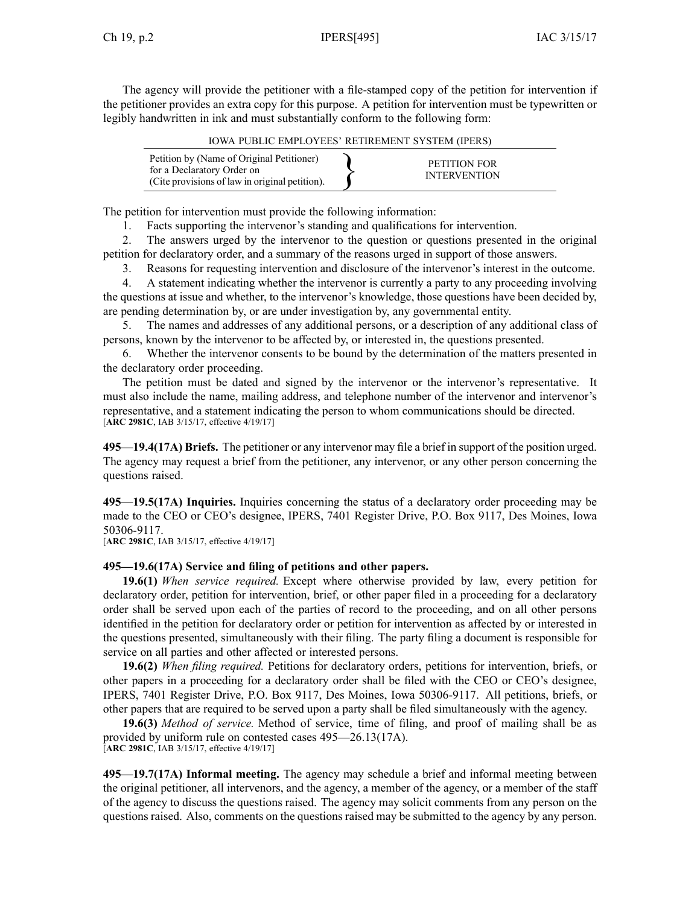The agency will provide the petitioner with a file-stamped copy of the petition for intervention if the petitioner provides an extra copy for this purpose. A petition for intervention must be typewritten or legibly handwritten in ink and must substantially conform to the following form:

IOWA PUBLIC EMPLOYEES' RETIREMENT SYSTEM (IPERS)

| Petition by (Name of Original Petitioner) for a Declaratory Order on (Cite provisions of law in original petition). | } | PETITION FOR INTERVENTION |
|---|---|---|

The petition for intervention must provide the following information:

1. Facts supporting the intervenor's standing and qualifications for intervention.
2. The answers urged by the intervenor to the question or questions presented in the original petition for declaratory order, and a summary of the reasons urged in support of those answers.
3. Reasons for requesting intervention and disclosure of the intervenor's interest in the outcome.
4. A statement indicating whether the intervenor is currently a party to any proceeding involving the questions at issue and whether, to the intervenor's knowledge, those questions have been decided by, are pending determination by, or are under investigation by, any governmental entity.
5. The names and addresses of any additional persons, or a description of any additional class of persons, known by the intervenor to be affected by, or interested in, the questions presented.
6. Whether the intervenor consents to be bound by the determination of the matters presented in the declaratory order proceeding.

The petition must be dated and signed by the intervenor or the intervenor's representative. It must also include the name, mailing address, and telephone number of the intervenor and intervenor's representative, and a statement indicating the person to whom communications should be directed.
[**ARC 2981C**, IAB 3/15/17, effective 4/19/17]

**495—19.4(17A) Briefs.** The petitioner or any intervenor may file a brief in support of the position urged. The agency may request a brief from the petitioner, any intervenor, or any other person concerning the questions raised.

**495—19.5(17A) Inquiries.** Inquiries concerning the status of a declaratory order proceeding may be made to the CEO or CEO's designee, IPERS, 7401 Register Drive, P.O. Box 9117, Des Moines, Iowa 50306-9117.
[**ARC 2981C**, IAB 3/15/17, effective 4/19/17]

**495—19.6(17A) Service and filing of petitions and other papers.**

**19.6(1)** *When service required.* Except where otherwise provided by law, every petition for declaratory order, petition for intervention, brief, or other paper filed in a proceeding for a declaratory order shall be served upon each of the parties of record to the proceeding, and on all other persons identified in the petition for declaratory order or petition for intervention as affected by or interested in the questions presented, simultaneously with their filing. The party filing a document is responsible for service on all parties and other affected or interested persons.

**19.6(2)** *When filing required.* Petitions for declaratory orders, petitions for intervention, briefs, or other papers in a proceeding for a declaratory order shall be filed with the CEO or CEO's designee, IPERS, 7401 Register Drive, P.O. Box 9117, Des Moines, Iowa 50306-9117. All petitions, briefs, or other papers that are required to be served upon a party shall be filed simultaneously with the agency.

**19.6(3)** *Method of service.* Method of service, time of filing, and proof of mailing shall be as provided by uniform rule on contested cases 495—26.13(17A).
[**ARC 2981C**, IAB 3/15/17, effective 4/19/17]

**495—19.7(17A) Informal meeting.** The agency may schedule a brief and informal meeting between the original petitioner, all intervenors, and the agency, a member of the agency, or a member of the staff of the agency to discuss the questions raised. The agency may solicit comments from any person on the questions raised. Also, comments on the questions raised may be submitted to the agency by any person.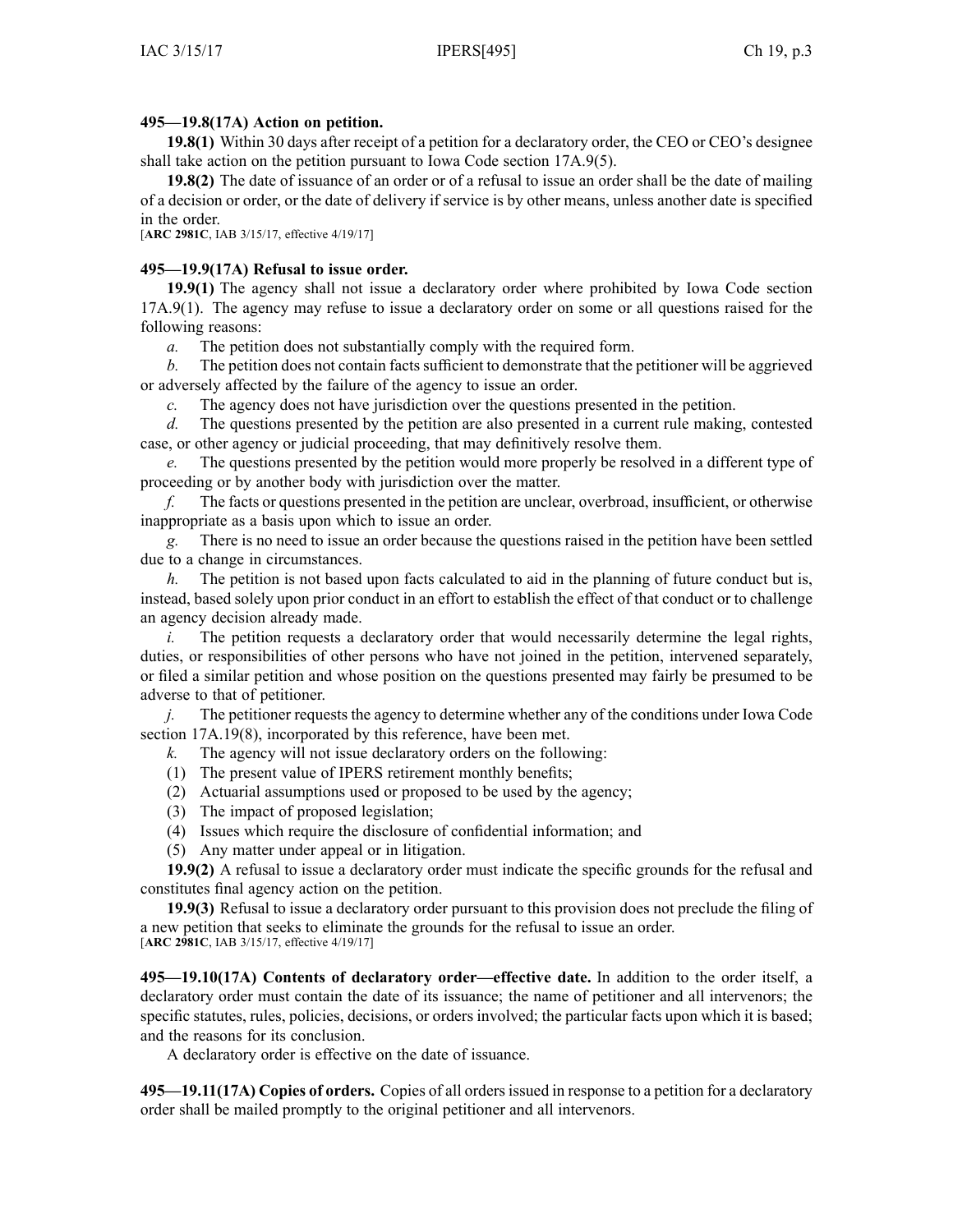**495—19.8(17A) Action on petition.**

**19.8(1)** Within 30 days after receipt of a petition for a declaratory order, the CEO or CEO's designee shall take action on the petition pursuant to Iowa Code section 17A.9(5).

**19.8(2)** The date of issuance of an order or of a refusal to issue an order shall be the date of mailing of a decision or order, or the date of delivery if service is by other means, unless another date is specified in the order.

[**ARC 2981C**, IAB 3/15/17, effective 4/19/17]

**495—19.9(17A) Refusal to issue order.**

**19.9(1)** The agency shall not issue a declaratory order where prohibited by Iowa Code section 17A.9(1). The agency may refuse to issue a declaratory order on some or all questions raised for the following reasons:

*a.* The petition does not substantially comply with the required form.

*b.* The petition does not contain facts sufficient to demonstrate that the petitioner will be aggrieved or adversely affected by the failure of the agency to issue an order.

*c.* The agency does not have jurisdiction over the questions presented in the petition.

*d.* The questions presented by the petition are also presented in a current rule making, contested case, or other agency or judicial proceeding, that may definitively resolve them.

*e.* The questions presented by the petition would more properly be resolved in a different type of proceeding or by another body with jurisdiction over the matter.

*f.* The facts or questions presented in the petition are unclear, overbroad, insufficient, or otherwise inappropriate as a basis upon which to issue an order.

*g.* There is no need to issue an order because the questions raised in the petition have been settled due to a change in circumstances.

*h.* The petition is not based upon facts calculated to aid in the planning of future conduct but is, instead, based solely upon prior conduct in an effort to establish the effect of that conduct or to challenge an agency decision already made.

*i.* The petition requests a declaratory order that would necessarily determine the legal rights, duties, or responsibilities of other persons who have not joined in the petition, intervened separately, or filed a similar petition and whose position on the questions presented may fairly be presumed to be adverse to that of petitioner.

*j.* The petitioner requests the agency to determine whether any of the conditions under Iowa Code section 17A.19(8), incorporated by this reference, have been met.

*k.* The agency will not issue declaratory orders on the following:

(1) The present value of IPERS retirement monthly benefits;

(2) Actuarial assumptions used or proposed to be used by the agency;

(3) The impact of proposed legislation;

(4) Issues which require the disclosure of confidential information; and

(5) Any matter under appeal or in litigation.

**19.9(2)** A refusal to issue a declaratory order must indicate the specific grounds for the refusal and constitutes final agency action on the petition.

**19.9(3)** Refusal to issue a declaratory order pursuant to this provision does not preclude the filing of a new petition that seeks to eliminate the grounds for the refusal to issue an order.

[**ARC 2981C**, IAB 3/15/17, effective 4/19/17]

**495—19.10(17A) Contents of declaratory order—effective date.** In addition to the order itself, a declaratory order must contain the date of its issuance; the name of petitioner and all intervenors; the specific statutes, rules, policies, decisions, or orders involved; the particular facts upon which it is based; and the reasons for its conclusion.

A declaratory order is effective on the date of issuance.

**495—19.11(17A) Copies of orders.** Copies of all orders issued in response to a petition for a declaratory order shall be mailed promptly to the original petitioner and all intervenors.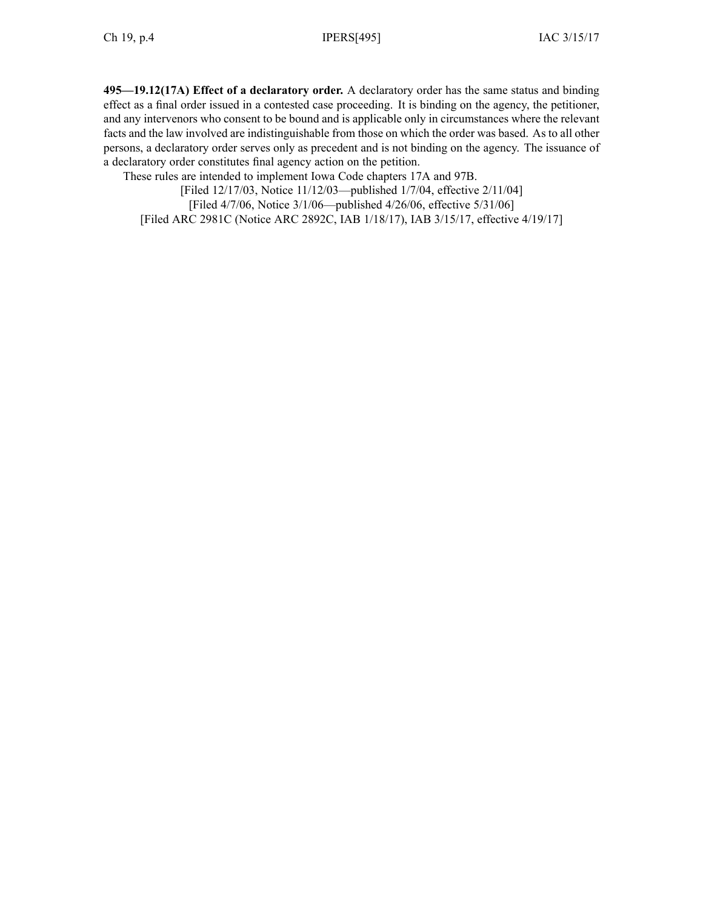**495—19.12(17A) Effect of a declaratory order.** A declaratory order has the same status and binding effect as a final order issued in a contested case proceeding. It is binding on the agency, the petitioner, and any intervenors who consent to be bound and is applicable only in circumstances where the relevant facts and the law involved are indistinguishable from those on which the order was based. As to all other persons, a declaratory order serves only as precedent and is not binding on the agency. The issuance of a declaratory order constitutes final agency action on the petition.

These rules are intended to implement Iowa Code chapters 17A and 97B.

[Filed 12/17/03, Notice 11/12/03—published 1/7/04, effective 2/11/04]

[Filed 4/7/06, Notice 3/1/06—published 4/26/06, effective 5/31/06]

[Filed ARC 2981C (Notice ARC 2892C, IAB 1/18/17), IAB 3/15/17, effective 4/19/17]